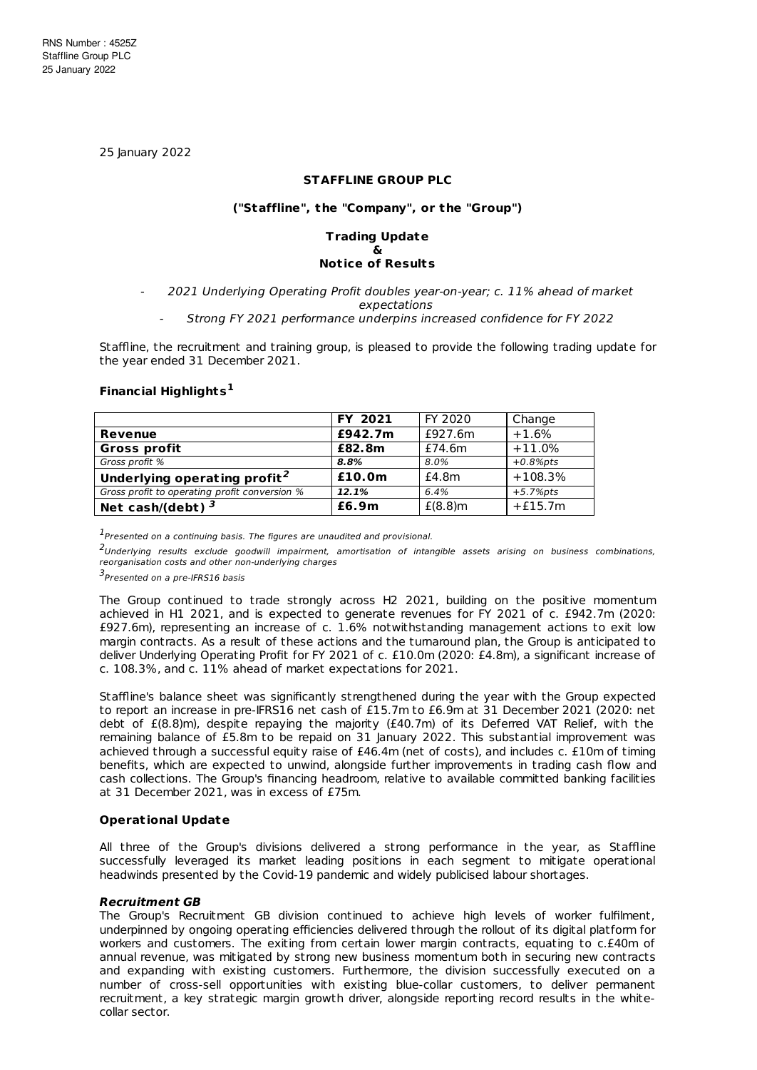RNS Number : 4525Z
Staffline Group PLC
25 January 2022

25 January 2022

**STAFFLINE GROUP PLC**

**("Staffline", the "Company", or the "Group")**

**Trading Update**
**&**
**Notice of Results**

- *2021 Underlying Operating Profit doubles year-on-year; c. 11% ahead of market expectations*
- *Strong FY 2021 performance underpins increased confidence for FY 2022*

Staffline, the recruitment and training group, is pleased to provide the following trading update for the year ended 31 December 2021.

### Financial Highlights[1]

| | FY 2021 | FY 2020 | Change |
|---|---|---|---|
| **Revenue** | **£942.7m** | £927.6m | +1.6% |
| **Gross profit** | **£82.8m** | £74.6m | +11.0% |
| *Gross profit %* | ***8.8%*** | *8.0%* | *+0.8%pts* |
| **Underlying operating profit[2]** | **£10.0m** | £4.8m | +108.3% |
| *Gross profit to operating profit conversion %* | ***12.1%*** | *6.4%* | *+5.7%pts* |
| **Net cash/(debt) [3]** | **£6.9m** | £(8.8)m | +£15.7m |

[1] *Presented on a continuing basis. The figures are unaudited and provisional.*

[2] *Underlying results exclude goodwill impairment, amortisation of intangible assets arising on business combinations, reorganisation costs and other non-underlying charges*

[3] *Presented on a pre-IFRS16 basis*

The Group continued to trade strongly across H2 2021, building on the positive momentum achieved in H1 2021, and is expected to generate revenues for FY 2021 of c. £942.7m (2020: £927.6m), representing an increase of c. 1.6% notwithstanding management actions to exit low margin contracts. As a result of these actions and the turnaround plan, the Group is anticipated to deliver Underlying Operating Profit for FY 2021 of c. £10.0m (2020: £4.8m), a significant increase of c. 108.3%, and c. 11% ahead of market expectations for 2021.

Staffline's balance sheet was significantly strengthened during the year with the Group expected to report an increase in pre-IFRS16 net cash of £15.7m to £6.9m at 31 December 2021 (2020: net debt of £(8.8)m), despite repaying the majority (£40.7m) of its Deferred VAT Relief, with the remaining balance of £5.8m to be repaid on 31 January 2022. This substantial improvement was achieved through a successful equity raise of £46.4m (net of costs), and includes c. £10m of timing benefits, which are expected to unwind, alongside further improvements in trading cash flow and cash collections. The Group's financing headroom, relative to available committed banking facilities at 31 December 2021, was in excess of £75m.

### Operational Update

All three of the Group's divisions delivered a strong performance in the year, as Staffline successfully leveraged its market leading positions in each segment to mitigate operational headwinds presented by the Covid-19 pandemic and widely publicised labour shortages.

#### *Recruitment GB*

The Group's Recruitment GB division continued to achieve high levels of worker fulfilment, underpinned by ongoing operating efficiencies delivered through the rollout of its digital platform for workers and customers. The exiting from certain lower margin contracts, equating to c.£40m of annual revenue, was mitigated by strong new business momentum both in securing new contracts and expanding with existing customers. Furthermore, the division successfully executed on a number of cross-sell opportunities with existing blue-collar customers, to deliver permanent recruitment, a key strategic margin growth driver, alongside reporting record results in the white-collar sector.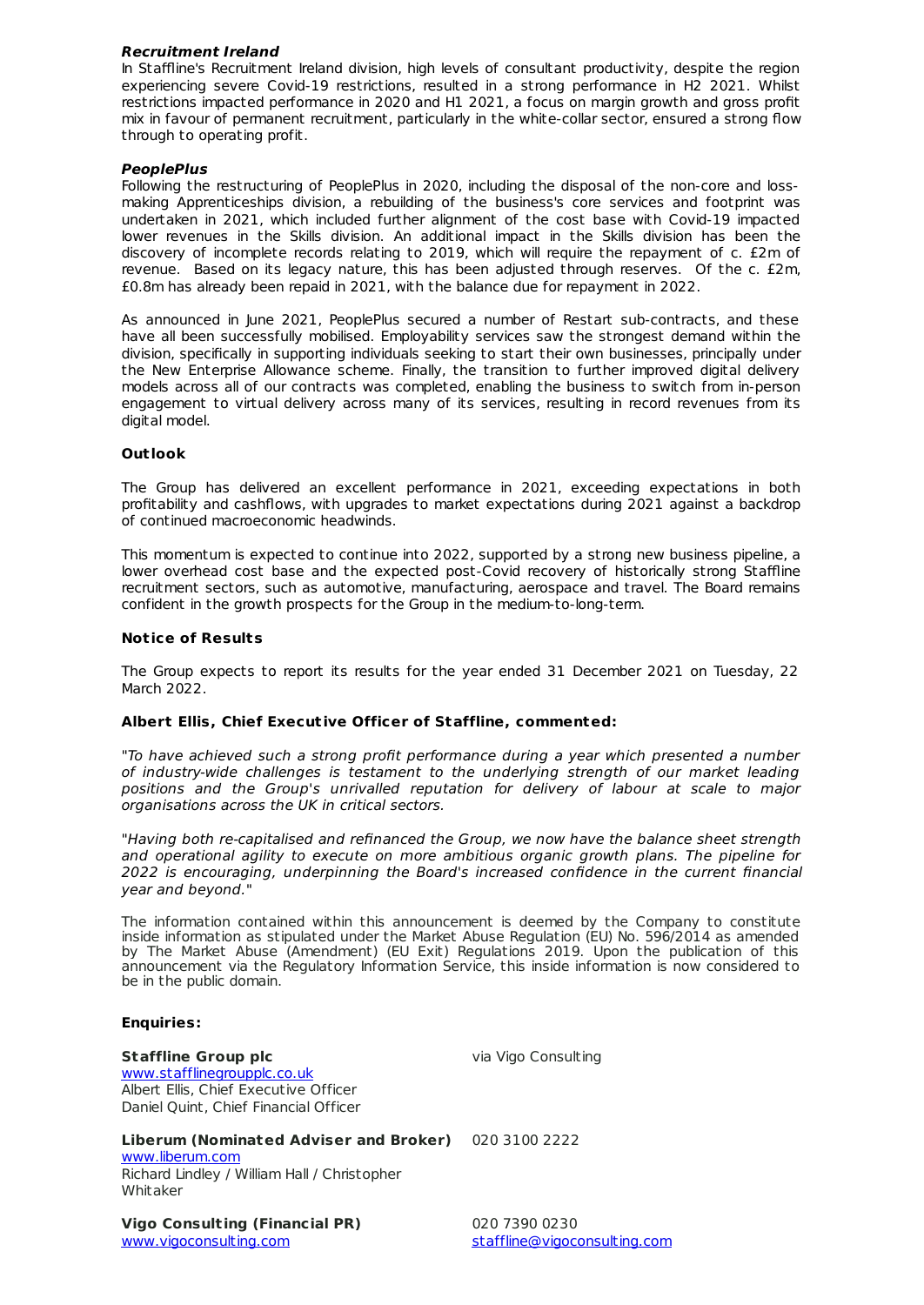***Recruitment Ireland***

In Staffline's Recruitment Ireland division, high levels of consultant productivity, despite the region experiencing severe Covid-19 restrictions, resulted in a strong performance in H2 2021. Whilst restrictions impacted performance in 2020 and H1 2021, a focus on margin growth and gross profit mix in favour of permanent recruitment, particularly in the white-collar sector, ensured a strong flow through to operating profit.

***PeoplePlus***

Following the restructuring of PeoplePlus in 2020, including the disposal of the non-core and loss-making Apprenticeships division, a rebuilding of the business's core services and footprint was undertaken in 2021, which included further alignment of the cost base with Covid-19 impacted lower revenues in the Skills division. An additional impact in the Skills division has been the discovery of incomplete records relating to 2019, which will require the repayment of c. £2m of revenue. Based on its legacy nature, this has been adjusted through reserves. Of the c. £2m, £0.8m has already been repaid in 2021, with the balance due for repayment in 2022.

As announced in June 2021, PeoplePlus secured a number of Restart sub-contracts, and these have all been successfully mobilised. Employability services saw the strongest demand within the division, specifically in supporting individuals seeking to start their own businesses, principally under the New Enterprise Allowance scheme. Finally, the transition to further improved digital delivery models across all of our contracts was completed, enabling the business to switch from in-person engagement to virtual delivery across many of its services, resulting in record revenues from its digital model.

**Outlook**

The Group has delivered an excellent performance in 2021, exceeding expectations in both profitability and cashflows, with upgrades to market expectations during 2021 against a backdrop of continued macroeconomic headwinds.

This momentum is expected to continue into 2022, supported by a strong new business pipeline, a lower overhead cost base and the expected post-Covid recovery of historically strong Staffline recruitment sectors, such as automotive, manufacturing, aerospace and travel. The Board remains confident in the growth prospects for the Group in the medium-to-long-term.

**Notice of Results**

The Group expects to report its results for the year ended 31 December 2021 on Tuesday, 22 March 2022.

**Albert Ellis, Chief Executive Officer of Staffline, commented:**

*"To have achieved such a strong profit performance during a year which presented a number of industry-wide challenges is testament to the underlying strength of our market leading positions and the Group's unrivalled reputation for delivery of labour at scale to major organisations across the UK in critical sectors.*

*"Having both re-capitalised and refinanced the Group, we now have the balance sheet strength and operational agility to execute on more ambitious organic growth plans. The pipeline for 2022 is encouraging, underpinning the Board's increased confidence in the current financial year and beyond."*

The information contained within this announcement is deemed by the Company to constitute inside information as stipulated under the Market Abuse Regulation (EU) No. 596/2014 as amended by The Market Abuse (Amendment) (EU Exit) Regulations 2019. Upon the publication of this announcement via the Regulatory Information Service, this inside information is now considered to be in the public domain.

**Enquiries:**

| | |
|---|---|
| **Staffline Group plc**<br>www.stafflinegroupplc.co.uk<br>Albert Ellis, Chief Executive Officer<br>Daniel Quint, Chief Financial Officer | via Vigo Consulting |
| **Liberum (Nominated Adviser and Broker)**<br>www.liberum.com<br>Richard Lindley / William Hall / Christopher Whitaker | 020 3100 2222 |
| **Vigo Consulting (Financial PR)**<br>www.vigoconsulting.com | 020 7390 0230<br>staffline@vigoconsulting.com |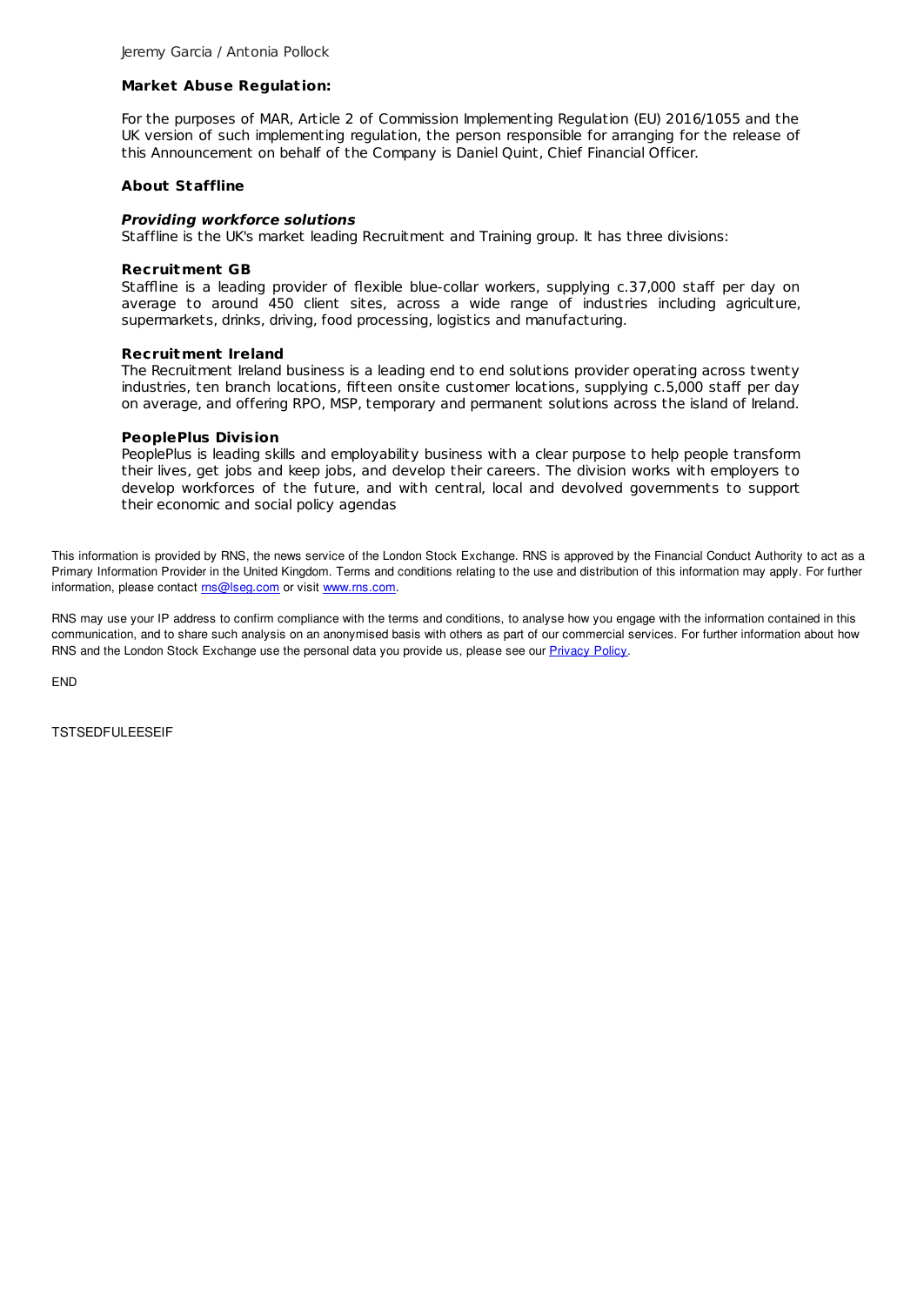Jeremy Garcia / Antonia Pollock

**Market Abuse Regulation:**

For the purposes of MAR, Article 2 of Commission Implementing Regulation (EU) 2016/1055 and the UK version of such implementing regulation, the person responsible for arranging for the release of this Announcement on behalf of the Company is Daniel Quint, Chief Financial Officer.

**About Staffline**

***Providing workforce solutions***

Staffline is the UK's market leading Recruitment and Training group. It has three divisions:

**Recruitment GB**

Staffline is a leading provider of flexible blue-collar workers, supplying c.37,000 staff per day on average to around 450 client sites, across a wide range of industries including agriculture, supermarkets, drinks, driving, food processing, logistics and manufacturing.

**Recruitment Ireland**

The Recruitment Ireland business is a leading end to end solutions provider operating across twenty industries, ten branch locations, fifteen onsite customer locations, supplying c.5,000 staff per day on average, and offering RPO, MSP, temporary and permanent solutions across the island of Ireland.

**PeoplePlus Division**

PeoplePlus is leading skills and employability business with a clear purpose to help people transform their lives, get jobs and keep jobs, and develop their careers. The division works with employers to develop workforces of the future, and with central, local and devolved governments to support their economic and social policy agendas

This information is provided by RNS, the news service of the London Stock Exchange. RNS is approved by the Financial Conduct Authority to act as a Primary Information Provider in the United Kingdom. Terms and conditions relating to the use and distribution of this information may apply. For further information, please contact rns@lseg.com or visit www.rns.com.

RNS may use your IP address to confirm compliance with the terms and conditions, to analyse how you engage with the information contained in this communication, and to share such analysis on an anonymised basis with others as part of our commercial services. For further information about how RNS and the London Stock Exchange use the personal data you provide us, please see our Privacy Policy.

END

TSTSEDFULEESEIF